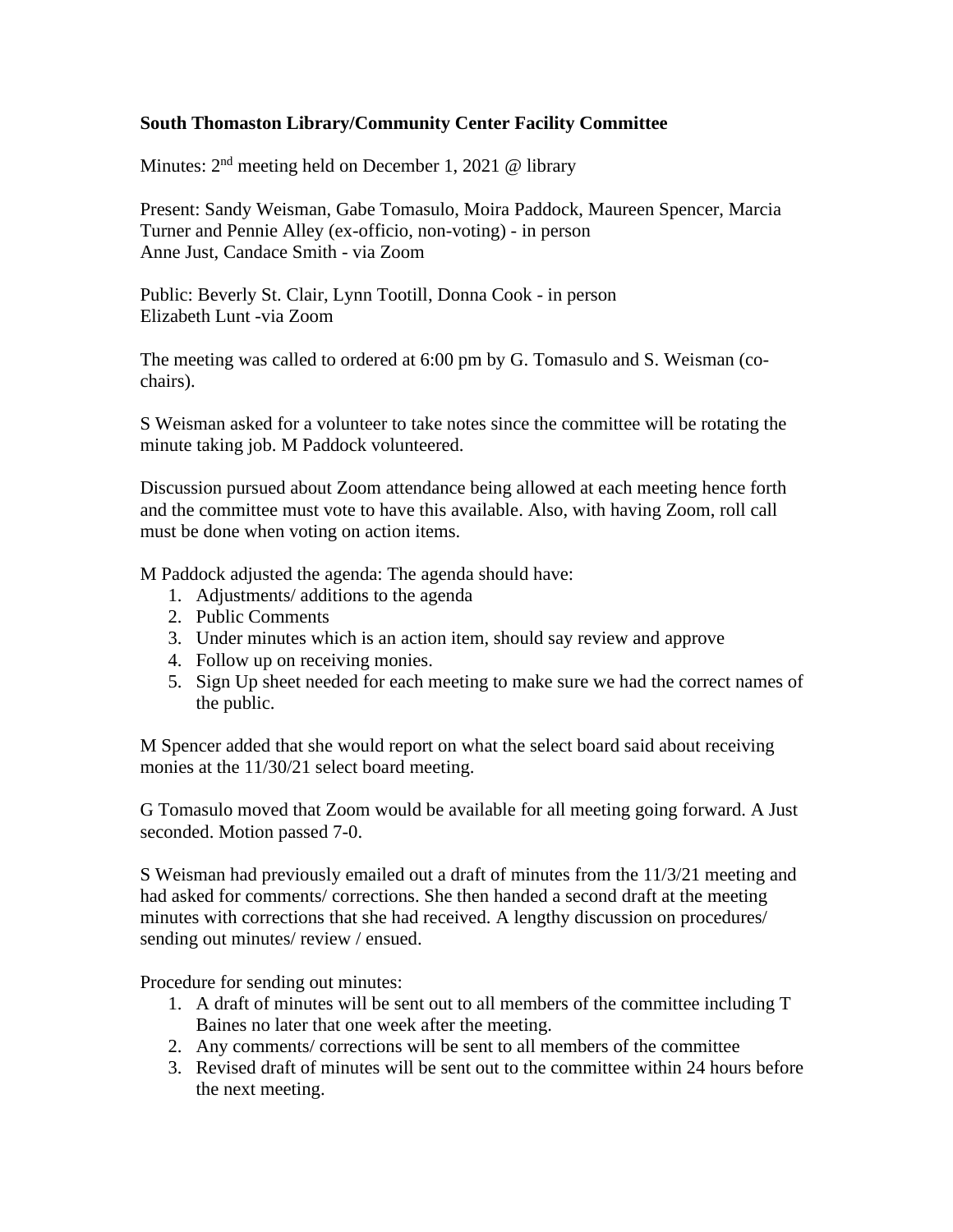**South Thomaston Library/Community Center Facility Committee**

Minutes: 2nd meeting held on December 1, 2021 @ library

Present: Sandy Weisman, Gabe Tomasulo, Moira Paddock, Maureen Spencer, Marcia Turner and Pennie Alley (ex-officio, non-voting) - in person
Anne Just, Candace Smith - via Zoom

Public: Beverly St. Clair, Lynn Tootill, Donna Cook - in person
Elizabeth Lunt -via Zoom

The meeting was called to ordered at 6:00 pm by G. Tomasulo and S. Weisman (co-chairs).

S Weisman asked for a volunteer to take notes since the committee will be rotating the minute taking job. M Paddock volunteered.

Discussion pursued about Zoom attendance being allowed at each meeting hence forth and the committee must vote to have this available. Also, with having Zoom, roll call must be done when voting on action items.

M Paddock adjusted the agenda: The agenda should have:

1. Adjustments/ additions to the agenda
2. Public Comments
3. Under minutes which is an action item, should say review and approve
4. Follow up on receiving monies.
5. Sign Up sheet needed for each meeting to make sure we had the correct names of the public.

M Spencer added that she would report on what the select board said about receiving monies at the 11/30/21 select board meeting.

G Tomasulo moved that Zoom would be available for all meeting going forward. A Just seconded. Motion passed 7-0.

S Weisman had previously emailed out a draft of minutes from the 11/3/21 meeting and had asked for comments/ corrections. She then handed a second draft at the meeting minutes with corrections that she had received. A lengthy discussion on procedures/ sending out minutes/ review / ensued.

Procedure for sending out minutes:

1. A draft of minutes will be sent out to all members of the committee including T Baines no later that one week after the meeting.
2. Any comments/ corrections will be sent to all members of the committee
3. Revised draft of minutes will be sent out to the committee within 24 hours before the next meeting.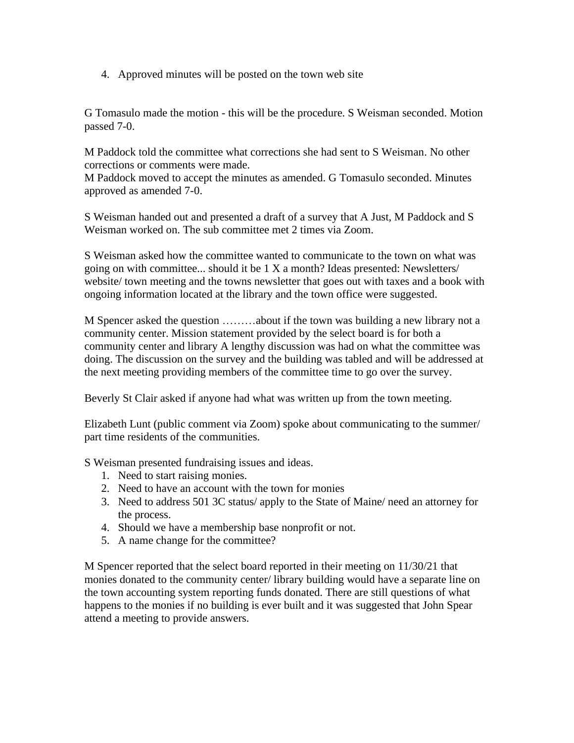4. Approved minutes will be posted on the town web site

G Tomasulo made the motion - this will be the procedure. S Weisman seconded. Motion passed 7-0.

M Paddock told the committee what corrections she had sent to S Weisman. No other corrections or comments were made.
M Paddock moved to accept the minutes as amended. G Tomasulo seconded. Minutes approved as amended 7-0.

S Weisman handed out and presented a draft of a survey that A Just, M Paddock and S Weisman worked on. The sub committee met 2 times via Zoom.

S Weisman asked how the committee wanted to communicate to the town on what was going on with committee... should it be 1 X a month? Ideas presented: Newsletters/ website/ town meeting and the towns newsletter that goes out with taxes and a book with ongoing information located at the library and the town office were suggested.

M Spencer asked the question ………about if the town was building a new library not a community center. Mission statement provided by the select board is for both a community center and library A lengthy discussion was had on what the committee was doing. The discussion on the survey and the building was tabled and will be addressed at the next meeting providing members of the committee time to go over the survey.

Beverly St Clair asked if anyone had what was written up from the town meeting.

Elizabeth Lunt (public comment via Zoom) spoke about communicating to the summer/ part time residents of the communities.

S Weisman presented fundraising issues and ideas.

1. Need to start raising monies.
2. Need to have an account with the town for monies
3. Need to address 501 3C status/ apply to the State of Maine/ need an attorney for the process.
4. Should we have a membership base nonprofit or not.
5. A name change for the committee?

M Spencer reported that the select board reported in their meeting on 11/30/21 that monies donated to the community center/ library building would have a separate line on the town accounting system reporting funds donated. There are still questions of what happens to the monies if no building is ever built and it was suggested that John Spear attend a meeting to provide answers.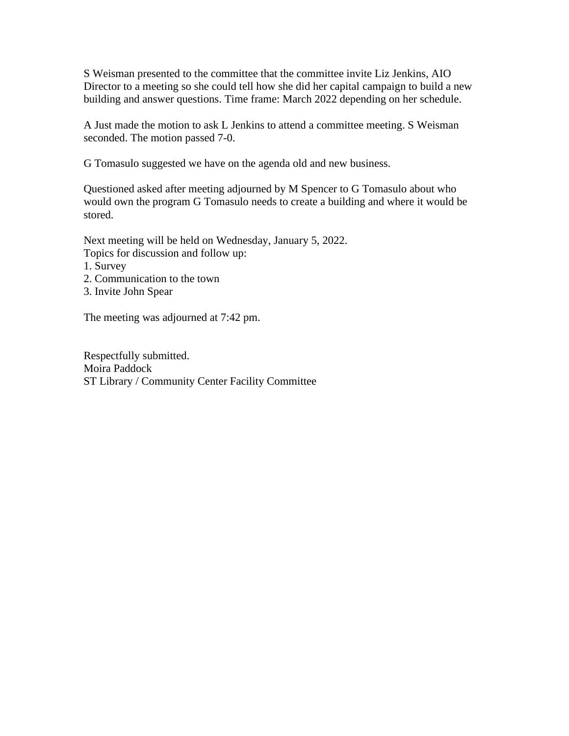S Weisman presented to the committee that the committee invite Liz Jenkins, AIO Director to a meeting so she could tell how she did her capital campaign to build a new building and answer questions. Time frame: March 2022 depending on her schedule.

A Just made the motion to ask L Jenkins to attend a committee meeting. S Weisman seconded. The motion passed 7-0.

G Tomasulo suggested we have on the agenda old and new business.

Questioned asked after meeting adjourned by M Spencer to G Tomasulo about who would own the program G Tomasulo needs to create a building and where it would be stored.

Next meeting will be held on Wednesday, January 5, 2022.
Topics for discussion and follow up:
1. Survey
2. Communication to the town
3. Invite John Spear

The meeting was adjourned at 7:42 pm.

Respectfully submitted.
Moira Paddock
ST Library / Community Center Facility Committee